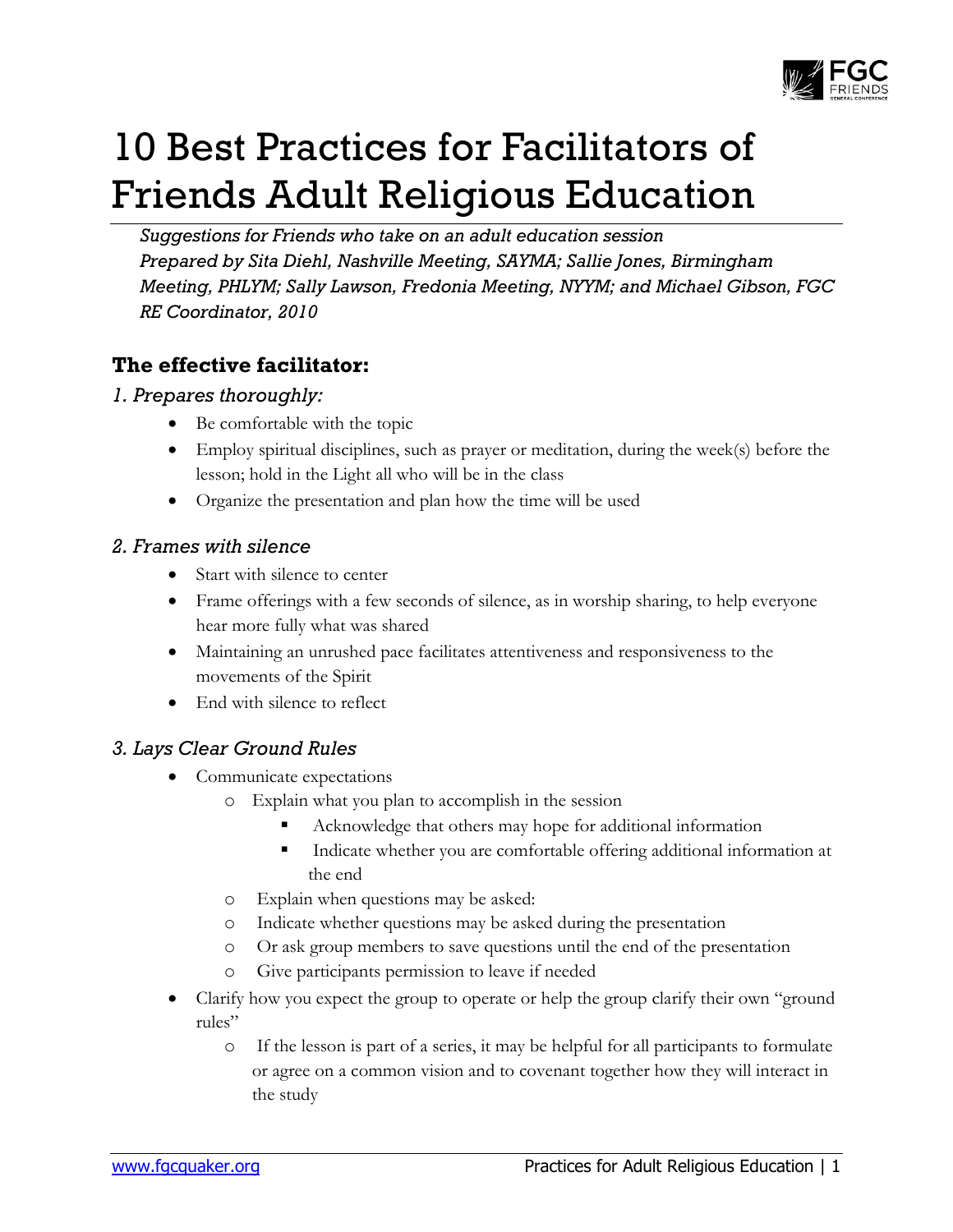# 10 Best Practices for Facilitators of Friends Adult Religious Education

*Suggestions for Friends who take on an adult education session*
*Prepared by Sita Diehl, Nashville Meeting, SAYMA; Sallie Jones, Birmingham Meeting, PHLYM; Sally Lawson, Fredonia Meeting, NYYM; and Michael Gibson, FGC RE Coordinator, 2010*

## The effective facilitator:

### *1. Prepares thoroughly:*

- Be comfortable with the topic
- Employ spiritual disciplines, such as prayer or meditation, during the week(s) before the lesson; hold in the Light all who will be in the class
- Organize the presentation and plan how the time will be used

### *2. Frames with silence*

- Start with silence to center
- Frame offerings with a few seconds of silence, as in worship sharing, to help everyone hear more fully what was shared
- Maintaining an unrushed pace facilitates attentiveness and responsiveness to the movements of the Spirit
- End with silence to reflect

### *3. Lays Clear Ground Rules*

- Communicate expectations
  - Explain what you plan to accomplish in the session
    - Acknowledge that others may hope for additional information
    - Indicate whether you are comfortable offering additional information at the end
  - Explain when questions may be asked:
  - Indicate whether questions may be asked during the presentation
  - Or ask group members to save questions until the end of the presentation
  - Give participants permission to leave if needed
- Clarify how you expect the group to operate or help the group clarify their own "ground rules"
  - If the lesson is part of a series, it may be helpful for all participants to formulate or agree on a common vision and to covenant together how they will interact in the study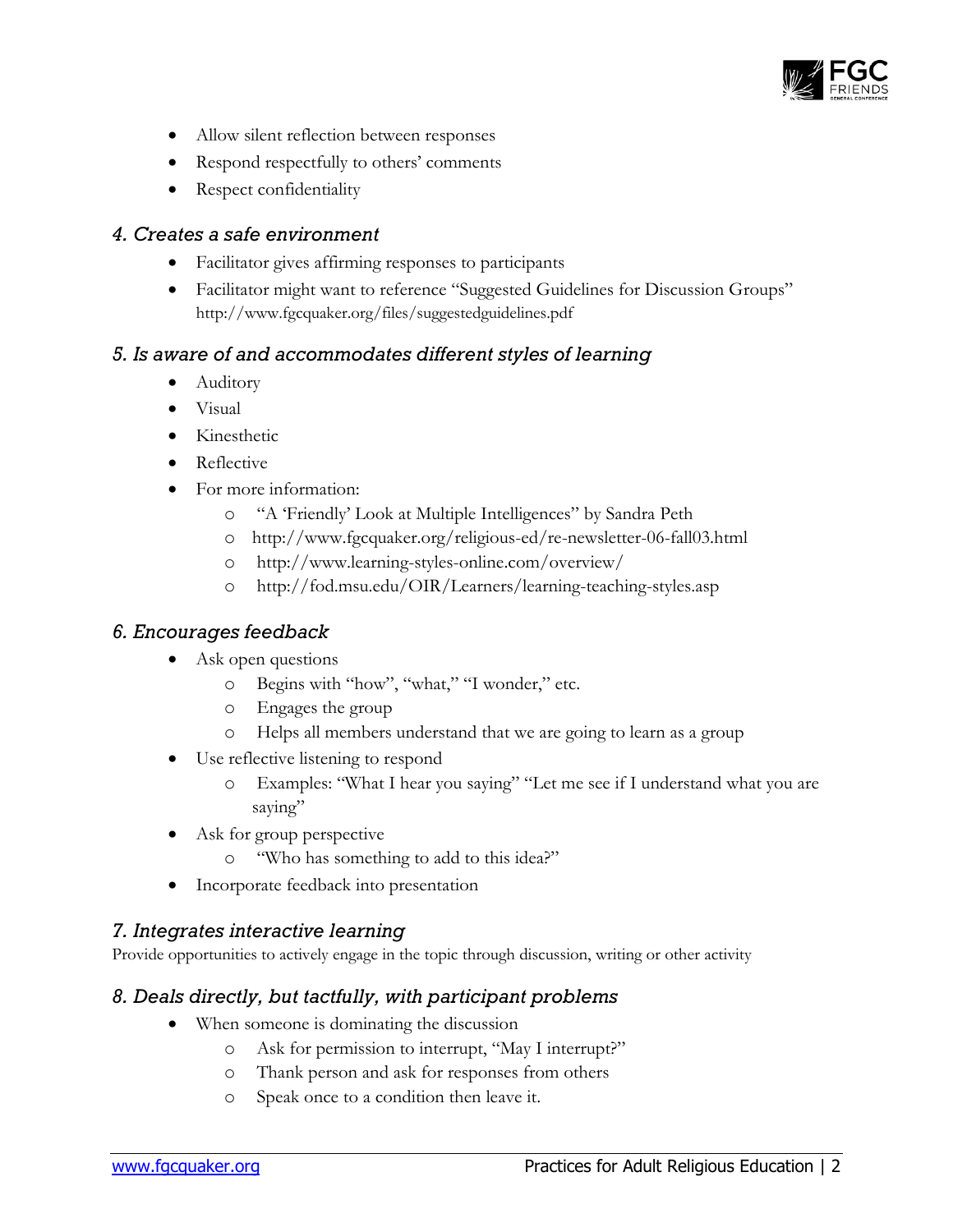- Allow silent reflection between responses
- Respond respectfully to others' comments
- Respect confidentiality

### *4. Creates a safe environment*

- Facilitator gives affirming responses to participants
- Facilitator might want to reference "Suggested Guidelines for Discussion Groups" http://www.fgcquaker.org/files/suggestedguidelines.pdf

### *5. Is aware of and accommodates different styles of learning*

- Auditory
- Visual
- Kinesthetic
- Reflective
- For more information:
  - "A 'Friendly' Look at Multiple Intelligences" by Sandra Peth
  - http://www.fgcquaker.org/religious-ed/re-newsletter-06-fall03.html
  - http://www.learning-styles-online.com/overview/
  - http://fod.msu.edu/OIR/Learners/learning-teaching-styles.asp

### *6. Encourages feedback*

- Ask open questions
  - Begins with "how", "what," "I wonder," etc.
  - Engages the group
  - Helps all members understand that we are going to learn as a group
- Use reflective listening to respond
  - Examples: "What I hear you saying" "Let me see if I understand what you are saying"
- Ask for group perspective
  - "Who has something to add to this idea?"
- Incorporate feedback into presentation

### *7. Integrates interactive learning*

Provide opportunities to actively engage in the topic through discussion, writing or other activity

### *8. Deals directly, but tactfully, with participant problems*

- When someone is dominating the discussion
  - Ask for permission to interrupt, "May I interrupt?"
  - Thank person and ask for responses from others
  - Speak once to a condition then leave it.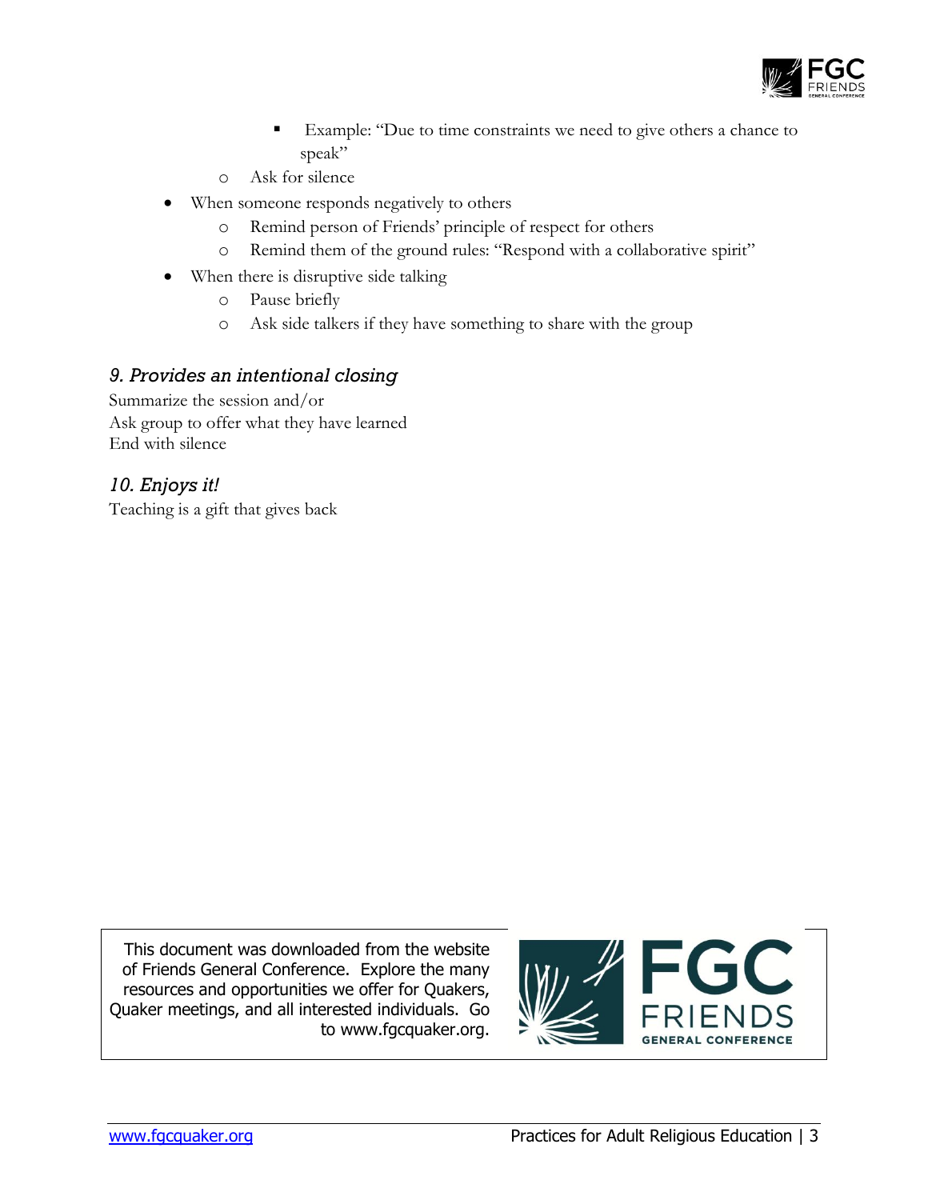- Example: "Due to time constraints we need to give others a chance to speak"
    - Ask for silence
- When someone responds negatively to others
    - Remind person of Friends' principle of respect for others
    - Remind them of the ground rules: "Respond with a collaborative spirit"
- When there is disruptive side talking
    - Pause briefly
    - Ask side talkers if they have something to share with the group

### *9. Provides an intentional closing*

Summarize the session and/or
Ask group to offer what they have learned
End with silence

### *10. Enjoys it!*

Teaching is a gift that gives back

This document was downloaded from the website of Friends General Conference. Explore the many resources and opportunities we offer for Quakers, Quaker meetings, and all interested individuals. Go to www.fgcquaker.org.